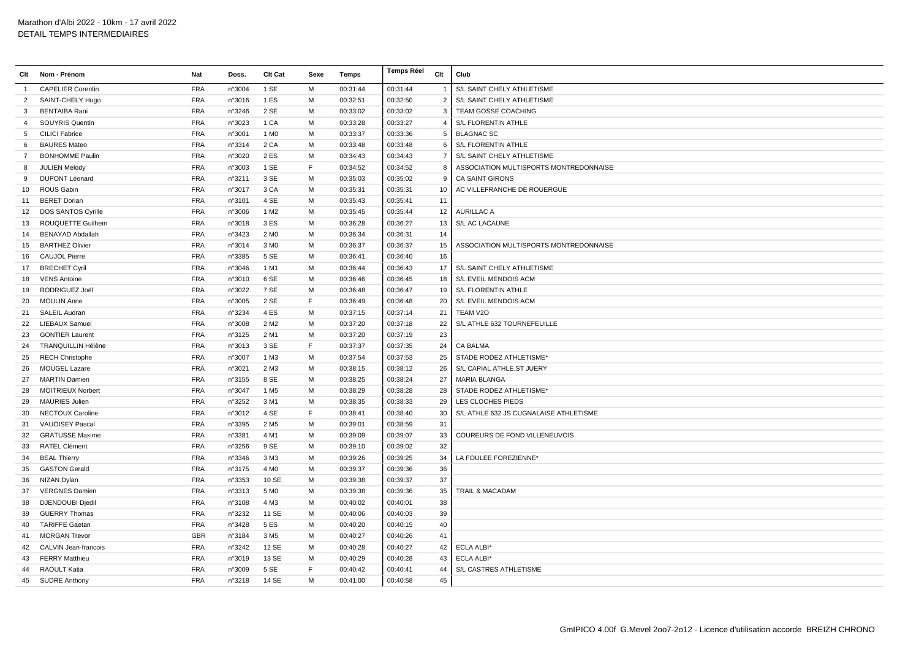Marathon d'Albi 2022 - 10km - 17 avril 2022
DETAIL TEMPS INTERMEDIAIRES

| Clt | Nom - Prénom | Nat | Doss. | Clt Cat | Sexe | Temps | Temps Réel | Clt | Club |
|---|---|---|---|---|---|---|---|---|---|
| 1 | CAPELIER Corentin | FRA | n°3004 | 1 SE | M | 00:31:44 | 00:31:44 | 1 | S/L SAINT CHELY ATHLETISME |
| 2 | SAINT-CHELY Hugo | FRA | n°3016 | 1 ES | M | 00:32:51 | 00:32:50 | 2 | S/L SAINT CHELY ATHLETISME |
| 3 | BENTAIBA Rani | FRA | n°3246 | 2 SE | M | 00:33:02 | 00:33:02 | 3 | TEAM GOSSE COACHING |
| 4 | SOUYRIS Quentin | FRA | n°3023 | 1 CA | M | 00:33:28 | 00:33:27 | 4 | S/L FLORENTIN ATHLE |
| 5 | CILICI Fabrice | FRA | n°3001 | 1 M0 | M | 00:33:37 | 00:33:36 | 5 | BLAGNAC SC |
| 6 | BAURES Mateo | FRA | n°3314 | 2 CA | M | 00:33:48 | 00:33:48 | 6 | S/L FLORENTIN ATHLE |
| 7 | BONHOMME Paulin | FRA | n°3020 | 2 ES | M | 00:34:43 | 00:34:43 | 7 | S/L SAINT CHELY ATHLETISME |
| 8 | JULIEN Melody | FRA | n°3003 | 1 SE | F | 00:34:52 | 00:34:52 | 8 | ASSOCIATION MULTISPORTS MONTREDONNAISE |
| 9 | DUPONT Léonard | FRA | n°3211 | 3 SE | M | 00:35:03 | 00:35:02 | 9 | CA SAINT GIRONS |
| 10 | ROUS Gabin | FRA | n°3017 | 3 CA | M | 00:35:31 | 00:35:31 | 10 | AC VILLEFRANCHE DE ROUERGUE |
| 11 | BERET Dorian | FRA | n°3101 | 4 SE | M | 00:35:43 | 00:35:41 | 11 | |
| 12 | DOS SANTOS Cyrille | FRA | n°3006 | 1 M2 | M | 00:35:45 | 00:35:44 | 12 | AURILLAC A |
| 13 | ROUQUETTE Guilhem | FRA | n°3018 | 3 ES | M | 00:36:28 | 00:36:27 | 13 | S/L AC LACAUNE |
| 14 | BENAYAD Abdallah | FRA | n°3423 | 2 M0 | M | 00:36:34 | 00:36:31 | 14 | |
| 15 | BARTHEZ Olivier | FRA | n°3014 | 3 M0 | M | 00:36:37 | 00:36:37 | 15 | ASSOCIATION MULTISPORTS MONTREDONNAISE |
| 16 | CAUJOL Pierre | FRA | n°3385 | 5 SE | M | 00:36:41 | 00:36:40 | 16 | |
| 17 | BRECHET Cyril | FRA | n°3046 | 1 M1 | M | 00:36:44 | 00:36:43 | 17 | S/L SAINT CHELY ATHLETISME |
| 18 | VENS Antoine | FRA | n°3010 | 6 SE | M | 00:36:46 | 00:36:45 | 18 | S/L EVEIL MENDOIS ACM |
| 19 | RODRIGUEZ Joël | FRA | n°3022 | 7 SE | M | 00:36:48 | 00:36:47 | 19 | S/L FLORENTIN ATHLE |
| 20 | MOULIN Anne | FRA | n°3005 | 2 SE | F | 00:36:49 | 00:36:48 | 20 | S/L EVEIL MENDOIS ACM |
| 21 | SALEIL Audran | FRA | n°3234 | 4 ES | M | 00:37:15 | 00:37:14 | 21 | TEAM V2O |
| 22 | LIEBAUX Samuel | FRA | n°3008 | 2 M2 | M | 00:37:20 | 00:37:18 | 22 | S/L ATHLE 632 TOURNEFEUILLE |
| 23 | GONTIER Laurent | FRA | n°3125 | 2 M1 | M | 00:37:20 | 00:37:19 | 23 | |
| 24 | TRANQUILLIN Hélène | FRA | n°3013 | 3 SE | F | 00:37:37 | 00:37:35 | 24 | CA BALMA |
| 25 | RECH Christophe | FRA | n°3007 | 1 M3 | M | 00:37:54 | 00:37:53 | 25 | STADE RODEZ ATHLETISME* |
| 26 | MOUGEL Lazare | FRA | n°3021 | 2 M3 | M | 00:38:15 | 00:38:12 | 26 | S/L CAPIAL ATHLE.ST JUERY |
| 27 | MARTIN Damien | FRA | n°3155 | 8 SE | M | 00:38:25 | 00:38:24 | 27 | MARIA BLANGA |
| 28 | MOITRIEUX Norbert | FRA | n°3047 | 1 M5 | M | 00:38:29 | 00:38:28 | 28 | STADE RODEZ ATHLETISME* |
| 29 | MAURIES Julien | FRA | n°3252 | 3 M1 | M | 00:38:35 | 00:38:33 | 29 | LES CLOCHES PIEDS |
| 30 | NECTOUX Caroline | FRA | n°3012 | 4 SE | F | 00:38:41 | 00:38:40 | 30 | S/L ATHLE 632 JS CUGNALAISE ATHLETISME |
| 31 | VAUOISEY Pascal | FRA | n°3395 | 2 M5 | M | 00:39:01 | 00:38:59 | 31 | |
| 32 | GRATUSSE Maxime | FRA | n°3381 | 4 M1 | M | 00:39:09 | 00:39:07 | 33 | COUREURS DE FOND VILLENEUVOIS |
| 33 | RATEL Clément | FRA | n°3256 | 9 SE | M | 00:39:10 | 00:39:02 | 32 | |
| 34 | BEAL Thierry | FRA | n°3346 | 3 M3 | M | 00:39:26 | 00:39:25 | 34 | LA FOULEE FOREZIENNE* |
| 35 | GASTON Gerald | FRA | n°3175 | 4 M0 | M | 00:39:37 | 00:39:36 | 36 | |
| 36 | NIZAN Dylan | FRA | n°3353 | 10 SE | M | 00:39:38 | 00:39:37 | 37 | |
| 37 | VERGNES Damien | FRA | n°3313 | 5 M0 | M | 00:39:38 | 00:39:36 | 35 | TRAIL & MACADAM |
| 38 | DJENDOUBI Djedil | FRA | n°3108 | 4 M3 | M | 00:40:02 | 00:40:01 | 38 | |
| 39 | GUERRY Thomas | FRA | n°3232 | 11 SE | M | 00:40:06 | 00:40:03 | 39 | |
| 40 | TARIFFE Gaetan | FRA | n°3428 | 5 ES | M | 00:40:20 | 00:40:15 | 40 | |
| 41 | MORGAN Trevor | GBR | n°3184 | 3 M5 | M | 00:40:27 | 00:40:26 | 41 | |
| 42 | CALVIN Jean-francois | FRA | n°3242 | 12 SE | M | 00:40:28 | 00:40:27 | 42 | ECLA ALBI* |
| 43 | FERRY Matthieu | FRA | n°3019 | 13 SE | M | 00:40:29 | 00:40:28 | 43 | ECLA ALBI* |
| 44 | RAOULT Katia | FRA | n°3009 | 5 SE | F | 00:40:42 | 00:40:41 | 44 | S/L CASTRES ATHLETISME |
| 45 | SUDRE Anthony | FRA | n°3218 | 14 SE | M | 00:41:00 | 00:40:58 | 45 | |

GmIPICO 4.00f G.Mevel 2oo7-2o12 - Licence d'utilisation accorde BREIZH CHRONO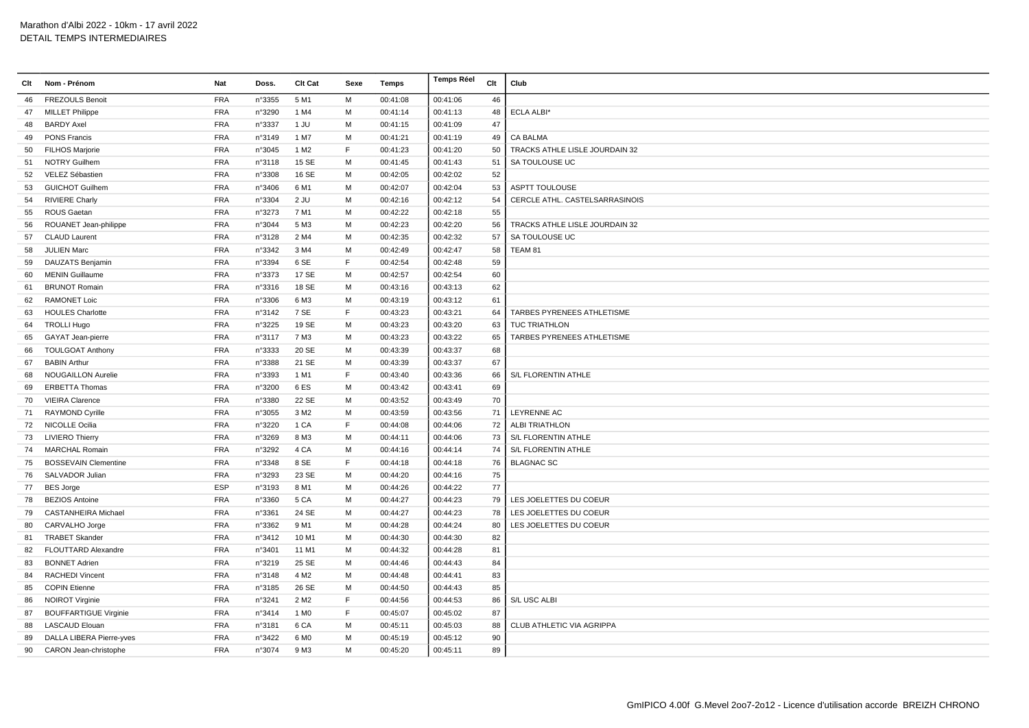Marathon d'Albi 2022 - 10km - 17 avril 2022
DETAIL TEMPS INTERMEDIAIRES

| Clt | Nom - Prénom | Nat | Doss. | Clt Cat | Sexe | Temps | Temps Réel | Clt | Club |
|---|---|---|---|---|---|---|---|---|---|
| 46 | FREZOULS Benoit | FRA | n°3355 | 5 M1 | M | 00:41:08 | 00:41:06 | 46 | |
| 47 | MILLET Philippe | FRA | n°3290 | 1 M4 | M | 00:41:14 | 00:41:13 | 48 | ECLA ALBI* |
| 48 | BARDY Axel | FRA | n°3337 | 1 JU | M | 00:41:15 | 00:41:09 | 47 | |
| 49 | PONS Francis | FRA | n°3149 | 1 M7 | M | 00:41:21 | 00:41:19 | 49 | CA BALMA |
| 50 | FILHOS Marjorie | FRA | n°3045 | 1 M2 | F | 00:41:23 | 00:41:20 | 50 | TRACKS ATHLE LISLE JOURDAIN 32 |
| 51 | NOTRY Guilhem | FRA | n°3118 | 15 SE | M | 00:41:45 | 00:41:43 | 51 | SA TOULOUSE UC |
| 52 | VELEZ Sébastien | FRA | n°3308 | 16 SE | M | 00:42:05 | 00:42:02 | 52 | |
| 53 | GUICHOT Guilhem | FRA | n°3406 | 6 M1 | M | 00:42:07 | 00:42:04 | 53 | ASPTT TOULOUSE |
| 54 | RIVIERE Charly | FRA | n°3304 | 2 JU | M | 00:42:16 | 00:42:12 | 54 | CERCLE ATHL. CASTELSARRASINOIS |
| 55 | ROUS Gaetan | FRA | n°3273 | 7 M1 | M | 00:42:22 | 00:42:18 | 55 | |
| 56 | ROUANET Jean-philippe | FRA | n°3044 | 5 M3 | M | 00:42:23 | 00:42:20 | 56 | TRACKS ATHLE LISLE JOURDAIN 32 |
| 57 | CLAUD Laurent | FRA | n°3128 | 2 M4 | M | 00:42:35 | 00:42:32 | 57 | SA TOULOUSE UC |
| 58 | JULIEN Marc | FRA | n°3342 | 3 M4 | M | 00:42:49 | 00:42:47 | 58 | TEAM 81 |
| 59 | DAUZATS Benjamin | FRA | n°3394 | 6 SE | F | 00:42:54 | 00:42:48 | 59 | |
| 60 | MENIN Guillaume | FRA | n°3373 | 17 SE | M | 00:42:57 | 00:42:54 | 60 | |
| 61 | BRUNOT Romain | FRA | n°3316 | 18 SE | M | 00:43:16 | 00:43:13 | 62 | |
| 62 | RAMONET Loic | FRA | n°3306 | 6 M3 | M | 00:43:19 | 00:43:12 | 61 | |
| 63 | HOULES Charlotte | FRA | n°3142 | 7 SE | F | 00:43:23 | 00:43:21 | 64 | TARBES PYRENEES ATHLETISME |
| 64 | TROLLI Hugo | FRA | n°3225 | 19 SE | M | 00:43:23 | 00:43:20 | 63 | TUC TRIATHLON |
| 65 | GAYAT Jean-pierre | FRA | n°3117 | 7 M3 | M | 00:43:23 | 00:43:22 | 65 | TARBES PYRENEES ATHLETISME |
| 66 | TOULGOAT Anthony | FRA | n°3333 | 20 SE | M | 00:43:39 | 00:43:37 | 68 | |
| 67 | BABIN Arthur | FRA | n°3388 | 21 SE | M | 00:43:39 | 00:43:37 | 67 | |
| 68 | NOUGAILLON Aurelie | FRA | n°3393 | 1 M1 | F | 00:43:40 | 00:43:36 | 66 | S/L FLORENTIN ATHLE |
| 69 | ERBETTA Thomas | FRA | n°3200 | 6 ES | M | 00:43:42 | 00:43:41 | 69 | |
| 70 | VIEIRA Clarence | FRA | n°3380 | 22 SE | M | 00:43:52 | 00:43:49 | 70 | |
| 71 | RAYMOND Cyrille | FRA | n°3055 | 3 M2 | M | 00:43:59 | 00:43:56 | 71 | LEYRENNE AC |
| 72 | NICOLLE Ocilia | FRA | n°3220 | 1 CA | F | 00:44:08 | 00:44:06 | 72 | ALBI TRIATHLON |
| 73 | LIVIERO Thierry | FRA | n°3269 | 8 M3 | M | 00:44:11 | 00:44:06 | 73 | S/L FLORENTIN ATHLE |
| 74 | MARCHAL Romain | FRA | n°3292 | 4 CA | M | 00:44:16 | 00:44:14 | 74 | S/L FLORENTIN ATHLE |
| 75 | BOSSEVAIN Clementine | FRA | n°3348 | 8 SE | F | 00:44:18 | 00:44:18 | 76 | BLAGNAC SC |
| 76 | SALVADOR Julian | FRA | n°3293 | 23 SE | M | 00:44:20 | 00:44:16 | 75 | |
| 77 | BES Jorge | ESP | n°3193 | 8 M1 | M | 00:44:26 | 00:44:22 | 77 | |
| 78 | BEZIOS Antoine | FRA | n°3360 | 5 CA | M | 00:44:27 | 00:44:23 | 79 | LES JOELETTES DU COEUR |
| 79 | CASTANHEIRA Michael | FRA | n°3361 | 24 SE | M | 00:44:27 | 00:44:23 | 78 | LES JOELETTES DU COEUR |
| 80 | CARVALHO Jorge | FRA | n°3362 | 9 M1 | M | 00:44:28 | 00:44:24 | 80 | LES JOELETTES DU COEUR |
| 81 | TRABET Skander | FRA | n°3412 | 10 M1 | M | 00:44:30 | 00:44:30 | 82 | |
| 82 | FLOUTTARD Alexandre | FRA | n°3401 | 11 M1 | M | 00:44:32 | 00:44:28 | 81 | |
| 83 | BONNET Adrien | FRA | n°3219 | 25 SE | M | 00:44:46 | 00:44:43 | 84 | |
| 84 | RACHEDI Vincent | FRA | n°3148 | 4 M2 | M | 00:44:48 | 00:44:41 | 83 | |
| 85 | COPIN Etienne | FRA | n°3185 | 26 SE | M | 00:44:50 | 00:44:43 | 85 | |
| 86 | NOIROT Virginie | FRA | n°3241 | 2 M2 | F | 00:44:56 | 00:44:53 | 86 | S/L USC ALBI |
| 87 | BOUFFARTIGUE Virginie | FRA | n°3414 | 1 M0 | F | 00:45:07 | 00:45:02 | 87 | |
| 88 | LASCAUD Elouan | FRA | n°3181 | 6 CA | M | 00:45:11 | 00:45:03 | 88 | CLUB ATHLETIC VIA AGRIPPA |
| 89 | DALLA LIBERA Pierre-yves | FRA | n°3422 | 6 M0 | M | 00:45:19 | 00:45:12 | 90 | |
| 90 | CARON Jean-christophe | FRA | n°3074 | 9 M3 | M | 00:45:20 | 00:45:11 | 89 | |

GmIPICO 4.00f G.Mevel 2oo7-2o12 - Licence d'utilisation accorde BREIZH CHRONO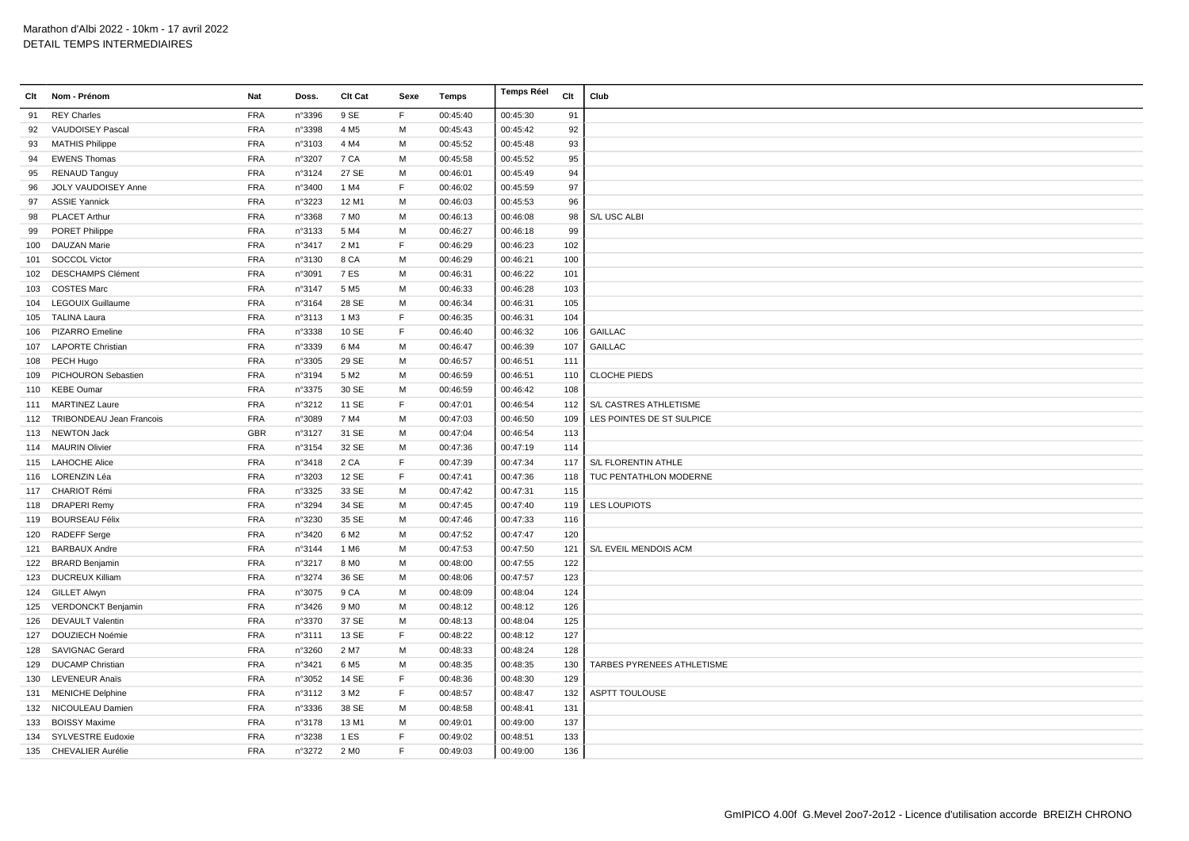Marathon d'Albi 2022 - 10km - 17 avril 2022
DETAIL TEMPS INTERMEDIAIRES

| Clt | Nom - Prénom | Nat | Doss. | Clt Cat | Sexe | Temps | Temps Réel | Clt | Club |
|---|---|---|---|---|---|---|---|---|---|
| 91 | REY Charles | FRA | n°3396 | 9 SE | F | 00:45:40 | 00:45:30 | 91 | |
| 92 | VAUDOISEY Pascal | FRA | n°3398 | 4 M5 | M | 00:45:43 | 00:45:42 | 92 | |
| 93 | MATHIS Philippe | FRA | n°3103 | 4 M4 | M | 00:45:52 | 00:45:48 | 93 | |
| 94 | EWENS Thomas | FRA | n°3207 | 7 CA | M | 00:45:58 | 00:45:52 | 95 | |
| 95 | RENAUD Tanguy | FRA | n°3124 | 27 SE | M | 00:46:01 | 00:45:49 | 94 | |
| 96 | JOLY VAUDOISEY Anne | FRA | n°3400 | 1 M4 | F | 00:46:02 | 00:45:59 | 97 | |
| 97 | ASSIE Yannick | FRA | n°3223 | 12 M1 | M | 00:46:03 | 00:45:53 | 96 | |
| 98 | PLACET Arthur | FRA | n°3368 | 7 M0 | M | 00:46:13 | 00:46:08 | 98 | S/L USC ALBI |
| 99 | PORET Philippe | FRA | n°3133 | 5 M4 | M | 00:46:27 | 00:46:18 | 99 | |
| 100 | DAUZAN Marie | FRA | n°3417 | 2 M1 | F | 00:46:29 | 00:46:23 | 102 | |
| 101 | SOCCOL Victor | FRA | n°3130 | 8 CA | M | 00:46:29 | 00:46:21 | 100 | |
| 102 | DESCHAMPS Clément | FRA | n°3091 | 7 ES | M | 00:46:31 | 00:46:22 | 101 | |
| 103 | COSTES Marc | FRA | n°3147 | 5 M5 | M | 00:46:33 | 00:46:28 | 103 | |
| 104 | LEGOUIX Guillaume | FRA | n°3164 | 28 SE | M | 00:46:34 | 00:46:31 | 105 | |
| 105 | TALINA Laura | FRA | n°3113 | 1 M3 | F | 00:46:35 | 00:46:31 | 104 | |
| 106 | PIZARRO Emeline | FRA | n°3338 | 10 SE | F | 00:46:40 | 00:46:32 | 106 | GAILLAC |
| 107 | LAPORTE Christian | FRA | n°3339 | 6 M4 | M | 00:46:47 | 00:46:39 | 107 | GAILLAC |
| 108 | PECH Hugo | FRA | n°3305 | 29 SE | M | 00:46:57 | 00:46:51 | 111 | |
| 109 | PICHOURON Sebastien | FRA | n°3194 | 5 M2 | M | 00:46:59 | 00:46:51 | 110 | CLOCHE PIEDS |
| 110 | KEBE Oumar | FRA | n°3375 | 30 SE | M | 00:46:59 | 00:46:42 | 108 | |
| 111 | MARTINEZ Laure | FRA | n°3212 | 11 SE | F | 00:47:01 | 00:46:54 | 112 | S/L CASTRES ATHLETISME |
| 112 | TRIBONDEAU Jean Francois | FRA | n°3089 | 7 M4 | M | 00:47:03 | 00:46:50 | 109 | LES POINTES DE ST SULPICE |
| 113 | NEWTON Jack | GBR | n°3127 | 31 SE | M | 00:47:04 | 00:46:54 | 113 | |
| 114 | MAURIN Olivier | FRA | n°3154 | 32 SE | M | 00:47:36 | 00:47:19 | 114 | |
| 115 | LAHOCHE Alice | FRA | n°3418 | 2 CA | F | 00:47:39 | 00:47:34 | 117 | S/L FLORENTIN ATHLE |
| 116 | LORENZIN Léa | FRA | n°3203 | 12 SE | F | 00:47:41 | 00:47:36 | 118 | TUC PENTATHLON MODERNE |
| 117 | CHARIOT Rémi | FRA | n°3325 | 33 SE | M | 00:47:42 | 00:47:31 | 115 | |
| 118 | DRAPERI Remy | FRA | n°3294 | 34 SE | M | 00:47:45 | 00:47:40 | 119 | LES LOUPIOTS |
| 119 | BOURSEAU Félix | FRA | n°3230 | 35 SE | M | 00:47:46 | 00:47:33 | 116 | |
| 120 | RADEFF Serge | FRA | n°3420 | 6 M2 | M | 00:47:52 | 00:47:47 | 120 | |
| 121 | BARBAUX Andre | FRA | n°3144 | 1 M6 | M | 00:47:53 | 00:47:50 | 121 | S/L EVEIL MENDOIS ACM |
| 122 | BRARD Benjamin | FRA | n°3217 | 8 M0 | M | 00:48:00 | 00:47:55 | 122 | |
| 123 | DUCREUX Killiam | FRA | n°3274 | 36 SE | M | 00:48:06 | 00:47:57 | 123 | |
| 124 | GILLET Alwyn | FRA | n°3075 | 9 CA | M | 00:48:09 | 00:48:04 | 124 | |
| 125 | VERDONCKT Benjamin | FRA | n°3426 | 9 M0 | M | 00:48:12 | 00:48:12 | 126 | |
| 126 | DEVAULT Valentin | FRA | n°3370 | 37 SE | M | 00:48:13 | 00:48:04 | 125 | |
| 127 | DOUZIECH Noémie | FRA | n°3111 | 13 SE | F | 00:48:22 | 00:48:12 | 127 | |
| 128 | SAVIGNAC Gerard | FRA | n°3260 | 2 M7 | M | 00:48:33 | 00:48:24 | 128 | |
| 129 | DUCAMP Christian | FRA | n°3421 | 6 M5 | M | 00:48:35 | 00:48:35 | 130 | TARBES PYRENEES ATHLETISME |
| 130 | LEVENEUR Anaïs | FRA | n°3052 | 14 SE | F | 00:48:36 | 00:48:30 | 129 | |
| 131 | MENICHE Delphine | FRA | n°3112 | 3 M2 | F | 00:48:57 | 00:48:47 | 132 | ASPTT TOULOUSE |
| 132 | NICOULEAU Damien | FRA | n°3336 | 38 SE | M | 00:48:58 | 00:48:41 | 131 | |
| 133 | BOISSY Maxime | FRA | n°3178 | 13 M1 | M | 00:49:01 | 00:49:00 | 137 | |
| 134 | SYLVESTRE Eudoxie | FRA | n°3238 | 1 ES | F | 00:49:02 | 00:48:51 | 133 | |
| 135 | CHEVALIER Aurélie | FRA | n°3272 | 2 M0 | F | 00:49:03 | 00:49:00 | 136 | |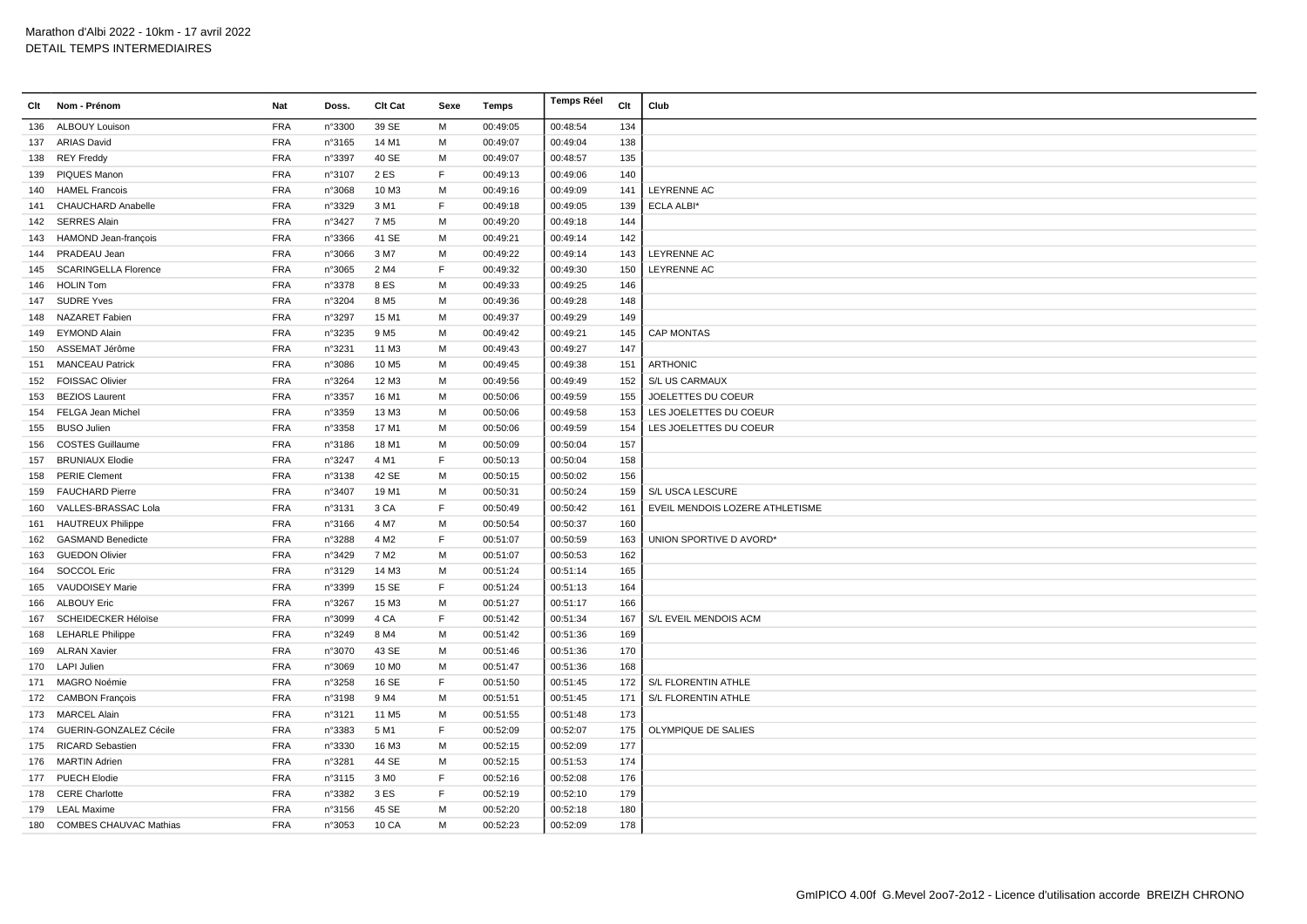Marathon d'Albi 2022 - 10km - 17 avril 2022
DETAIL TEMPS INTERMEDIAIRES

| Clt | Nom - Prénom | Nat | Doss. | Clt Cat | Sexe | Temps | Temps Réel | Clt | Club |
|---|---|---|---|---|---|---|---|---|---|
| 136 | ALBOUY Louison | FRA | n°3300 | 39 SE | M | 00:49:05 | 00:48:54 | 134 | |
| 137 | ARIAS David | FRA | n°3165 | 14 M1 | M | 00:49:07 | 00:49:04 | 138 | |
| 138 | REY Freddy | FRA | n°3397 | 40 SE | M | 00:49:07 | 00:48:57 | 135 | |
| 139 | PIQUES Manon | FRA | n°3107 | 2 ES | F | 00:49:13 | 00:49:06 | 140 | |
| 140 | HAMEL Francois | FRA | n°3068 | 10 M3 | M | 00:49:16 | 00:49:09 | 141 | LEYRENNE AC |
| 141 | CHAUCHARD Anabelle | FRA | n°3329 | 3 M1 | F | 00:49:18 | 00:49:05 | 139 | ECLA ALBI* |
| 142 | SERRES Alain | FRA | n°3427 | 7 M5 | M | 00:49:20 | 00:49:18 | 144 | |
| 143 | HAMOND Jean-françois | FRA | n°3366 | 41 SE | M | 00:49:21 | 00:49:14 | 142 | |
| 144 | PRADEAU Jean | FRA | n°3066 | 3 M7 | M | 00:49:22 | 00:49:14 | 143 | LEYRENNE AC |
| 145 | SCARINGELLA Florence | FRA | n°3065 | 2 M4 | F | 00:49:32 | 00:49:30 | 150 | LEYRENNE AC |
| 146 | HOLIN Tom | FRA | n°3378 | 8 ES | M | 00:49:33 | 00:49:25 | 146 | |
| 147 | SUDRE Yves | FRA | n°3204 | 8 M5 | M | 00:49:36 | 00:49:28 | 148 | |
| 148 | NAZARET Fabien | FRA | n°3297 | 15 M1 | M | 00:49:37 | 00:49:29 | 149 | |
| 149 | EYMOND Alain | FRA | n°3235 | 9 M5 | M | 00:49:42 | 00:49:21 | 145 | CAP MONTAS |
| 150 | ASSEMAT Jérôme | FRA | n°3231 | 11 M3 | M | 00:49:43 | 00:49:27 | 147 | |
| 151 | MANCEAU Patrick | FRA | n°3086 | 10 M5 | M | 00:49:45 | 00:49:38 | 151 | ARTHONIC |
| 152 | FOISSAC Olivier | FRA | n°3264 | 12 M3 | M | 00:49:56 | 00:49:49 | 152 | S/L US CARMAUX |
| 153 | BEZIOS Laurent | FRA | n°3357 | 16 M1 | M | 00:50:06 | 00:49:59 | 155 | JOELETTES DU COEUR |
| 154 | FELGA Jean Michel | FRA | n°3359 | 13 M3 | M | 00:50:06 | 00:49:58 | 153 | LES JOELETTES DU COEUR |
| 155 | BUSO Julien | FRA | n°3358 | 17 M1 | M | 00:50:06 | 00:49:59 | 154 | LES JOELETTES DU COEUR |
| 156 | COSTES Guillaume | FRA | n°3186 | 18 M1 | M | 00:50:09 | 00:50:04 | 157 | |
| 157 | BRUNIAUX Elodie | FRA | n°3247 | 4 M1 | F | 00:50:13 | 00:50:04 | 158 | |
| 158 | PERIE Clement | FRA | n°3138 | 42 SE | M | 00:50:15 | 00:50:02 | 156 | |
| 159 | FAUCHARD Pierre | FRA | n°3407 | 19 M1 | M | 00:50:31 | 00:50:24 | 159 | S/L USCA LESCURE |
| 160 | VALLES-BRASSAC Lola | FRA | n°3131 | 3 CA | F | 00:50:49 | 00:50:42 | 161 | EVEIL MENDOIS LOZERE ATHLETISME |
| 161 | HAUTREUX Philippe | FRA | n°3166 | 4 M7 | M | 00:50:54 | 00:50:37 | 160 | |
| 162 | GASMAND Benedicte | FRA | n°3288 | 4 M2 | F | 00:51:07 | 00:50:59 | 163 | UNION SPORTIVE D AVORD* |
| 163 | GUEDON Olivier | FRA | n°3429 | 7 M2 | M | 00:51:07 | 00:50:53 | 162 | |
| 164 | SOCCOL Eric | FRA | n°3129 | 14 M3 | M | 00:51:24 | 00:51:14 | 165 | |
| 165 | VAUDOISEY Marie | FRA | n°3399 | 15 SE | F | 00:51:24 | 00:51:13 | 164 | |
| 166 | ALBOUY Eric | FRA | n°3267 | 15 M3 | M | 00:51:27 | 00:51:17 | 166 | |
| 167 | SCHEIDECKER Héloïse | FRA | n°3099 | 4 CA | F | 00:51:42 | 00:51:34 | 167 | S/L EVEIL MENDOIS ACM |
| 168 | LEHARLE Philippe | FRA | n°3249 | 8 M4 | M | 00:51:42 | 00:51:36 | 169 | |
| 169 | ALRAN Xavier | FRA | n°3070 | 43 SE | M | 00:51:46 | 00:51:36 | 170 | |
| 170 | LAPI Julien | FRA | n°3069 | 10 M0 | M | 00:51:47 | 00:51:36 | 168 | |
| 171 | MAGRO Noémie | FRA | n°3258 | 16 SE | F | 00:51:50 | 00:51:45 | 172 | S/L FLORENTIN ATHLE |
| 172 | CAMBON François | FRA | n°3198 | 9 M4 | M | 00:51:51 | 00:51:45 | 171 | S/L FLORENTIN ATHLE |
| 173 | MARCEL Alain | FRA | n°3121 | 11 M5 | M | 00:51:55 | 00:51:48 | 173 | |
| 174 | GUERIN-GONZALEZ Cécile | FRA | n°3383 | 5 M1 | F | 00:52:09 | 00:52:07 | 175 | OLYMPIQUE DE SALIES |
| 175 | RICARD Sebastien | FRA | n°3330 | 16 M3 | M | 00:52:15 | 00:52:09 | 177 | |
| 176 | MARTIN Adrien | FRA | n°3281 | 44 SE | M | 00:52:15 | 00:51:53 | 174 | |
| 177 | PUECH Elodie | FRA | n°3115 | 3 M0 | F | 00:52:16 | 00:52:08 | 176 | |
| 178 | CERE Charlotte | FRA | n°3382 | 3 ES | F | 00:52:19 | 00:52:10 | 179 | |
| 179 | LEAL Maxime | FRA | n°3156 | 45 SE | M | 00:52:20 | 00:52:18 | 180 | |
| 180 | COMBES CHAUVAC Mathias | FRA | n°3053 | 10 CA | M | 00:52:23 | 00:52:09 | 178 | |

GmIPICO 4.00f G.Mevel 2oo7-2o12 - Licence d'utilisation accorde BREIZH CHRONO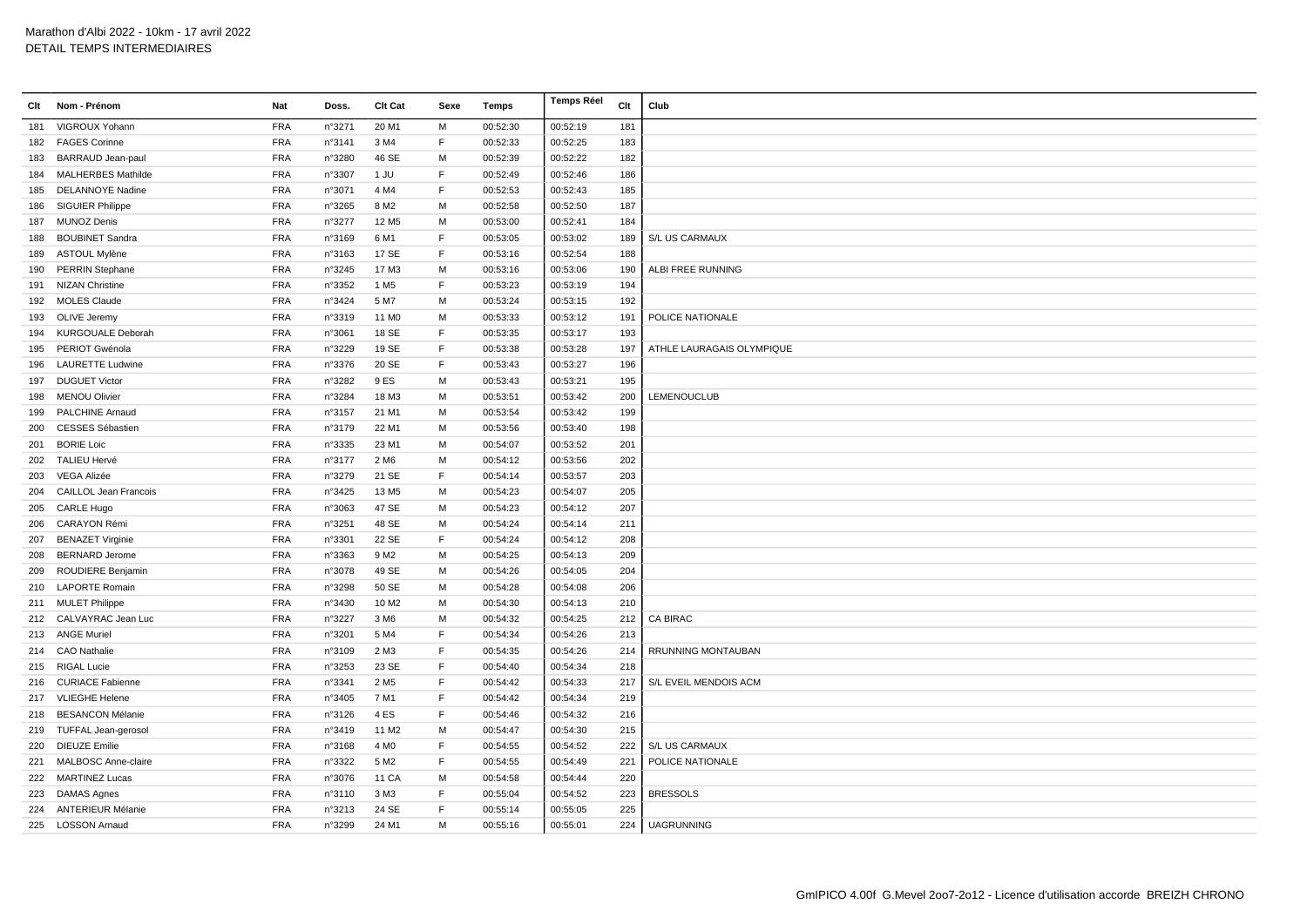Marathon d'Albi 2022 - 10km - 17 avril 2022
DETAIL TEMPS INTERMEDIAIRES

| Clt | Nom - Prénom | Nat | Doss. | Clt Cat | Sexe | Temps | Temps Réel | Clt | Club |
|---|---|---|---|---|---|---|---|---|---|
| 181 | VIGROUX Yohann | FRA | n°3271 | 20 M1 | M | 00:52:30 | 00:52:19 | 181 | |
| 182 | FAGES Corinne | FRA | n°3141 | 3 M4 | F | 00:52:33 | 00:52:25 | 183 | |
| 183 | BARRAUD Jean-paul | FRA | n°3280 | 46 SE | M | 00:52:39 | 00:52:22 | 182 | |
| 184 | MALHERBES Mathilde | FRA | n°3307 | 1 JU | F | 00:52:49 | 00:52:46 | 186 | |
| 185 | DELANNOYE Nadine | FRA | n°3071 | 4 M4 | F | 00:52:53 | 00:52:43 | 185 | |
| 186 | SIGUIER Philippe | FRA | n°3265 | 8 M2 | M | 00:52:58 | 00:52:50 | 187 | |
| 187 | MUNOZ Denis | FRA | n°3277 | 12 M5 | M | 00:53:00 | 00:52:41 | 184 | |
| 188 | BOUBINET Sandra | FRA | n°3169 | 6 M1 | F | 00:53:05 | 00:53:02 | 189 | S/L US CARMAUX |
| 189 | ASTOUL Mylène | FRA | n°3163 | 17 SE | F | 00:53:16 | 00:52:54 | 188 | |
| 190 | PERRIN Stephane | FRA | n°3245 | 17 M3 | M | 00:53:16 | 00:53:06 | 190 | ALBI FREE RUNNING |
| 191 | NIZAN Christine | FRA | n°3352 | 1 M5 | F | 00:53:23 | 00:53:19 | 194 | |
| 192 | MOLES Claude | FRA | n°3424 | 5 M7 | M | 00:53:24 | 00:53:15 | 192 | |
| 193 | OLIVE Jeremy | FRA | n°3319 | 11 M0 | M | 00:53:33 | 00:53:12 | 191 | POLICE NATIONALE |
| 194 | KURGOUALE Deborah | FRA | n°3061 | 18 SE | F | 00:53:35 | 00:53:17 | 193 | |
| 195 | PERIOT Gwénola | FRA | n°3229 | 19 SE | F | 00:53:38 | 00:53:28 | 197 | ATHLE LAURAGAIS OLYMPIQUE |
| 196 | LAURETTE Ludwine | FRA | n°3376 | 20 SE | F | 00:53:43 | 00:53:27 | 196 | |
| 197 | DUGUET Victor | FRA | n°3282 | 9 ES | M | 00:53:43 | 00:53:21 | 195 | |
| 198 | MENOU Olivier | FRA | n°3284 | 18 M3 | M | 00:53:51 | 00:53:42 | 200 | LEMENOUCLUB |
| 199 | PALCHINE Arnaud | FRA | n°3157 | 21 M1 | M | 00:53:54 | 00:53:42 | 199 | |
| 200 | CESSES Sébastien | FRA | n°3179 | 22 M1 | M | 00:53:56 | 00:53:40 | 198 | |
| 201 | BORIE Loic | FRA | n°3335 | 23 M1 | M | 00:54:07 | 00:53:52 | 201 | |
| 202 | TALIEU Hervé | FRA | n°3177 | 2 M6 | M | 00:54:12 | 00:53:56 | 202 | |
| 203 | VEGA Alizée | FRA | n°3279 | 21 SE | F | 00:54:14 | 00:53:57 | 203 | |
| 204 | CAILLOL Jean Francois | FRA | n°3425 | 13 M5 | M | 00:54:23 | 00:54:07 | 205 | |
| 205 | CARLE Hugo | FRA | n°3063 | 47 SE | M | 00:54:23 | 00:54:12 | 207 | |
| 206 | CARAYON Rémi | FRA | n°3251 | 48 SE | M | 00:54:24 | 00:54:14 | 211 | |
| 207 | BENAZET Virginie | FRA | n°3301 | 22 SE | F | 00:54:24 | 00:54:12 | 208 | |
| 208 | BERNARD Jerome | FRA | n°3363 | 9 M2 | M | 00:54:25 | 00:54:13 | 209 | |
| 209 | ROUDIERE Benjamin | FRA | n°3078 | 49 SE | M | 00:54:26 | 00:54:05 | 204 | |
| 210 | LAPORTE Romain | FRA | n°3298 | 50 SE | M | 00:54:28 | 00:54:08 | 206 | |
| 211 | MULET Philippe | FRA | n°3430 | 10 M2 | M | 00:54:30 | 00:54:13 | 210 | |
| 212 | CALVAYRAC Jean Luc | FRA | n°3227 | 3 M6 | M | 00:54:32 | 00:54:25 | 212 | CA BIRAC |
| 213 | ANGE Muriel | FRA | n°3201 | 5 M4 | F | 00:54:34 | 00:54:26 | 213 | |
| 214 | CAO Nathalie | FRA | n°3109 | 2 M3 | F | 00:54:35 | 00:54:26 | 214 | RRUNNING MONTAUBAN |
| 215 | RIGAL Lucie | FRA | n°3253 | 23 SE | F | 00:54:40 | 00:54:34 | 218 | |
| 216 | CURIACE Fabienne | FRA | n°3341 | 2 M5 | F | 00:54:42 | 00:54:33 | 217 | S/L EVEIL MENDOIS ACM |
| 217 | VLIEGHE Helene | FRA | n°3405 | 7 M1 | F | 00:54:42 | 00:54:34 | 219 | |
| 218 | BESANCON Mélanie | FRA | n°3126 | 4 ES | F | 00:54:46 | 00:54:32 | 216 | |
| 219 | TUFFAL Jean-gerosol | FRA | n°3419 | 11 M2 | M | 00:54:47 | 00:54:30 | 215 | |
| 220 | DIEUZE Emilie | FRA | n°3168 | 4 M0 | F | 00:54:55 | 00:54:52 | 222 | S/L US CARMAUX |
| 221 | MALBOSC Anne-claire | FRA | n°3322 | 5 M2 | F | 00:54:55 | 00:54:49 | 221 | POLICE NATIONALE |
| 222 | MARTINEZ Lucas | FRA | n°3076 | 11 CA | M | 00:54:58 | 00:54:44 | 220 | |
| 223 | DAMAS Agnes | FRA | n°3110 | 3 M3 | F | 00:55:04 | 00:54:52 | 223 | BRESSOLS |
| 224 | ANTERIEUR Mélanie | FRA | n°3213 | 24 SE | F | 00:55:14 | 00:55:05 | 225 | |
| 225 | LOSSON Arnaud | FRA | n°3299 | 24 M1 | M | 00:55:16 | 00:55:01 | 224 | UAGRUNNING |

GmIPICO 4.00f G.Mevel 2oo7-2o12 - Licence d'utilisation accorde BREIZH CHRONO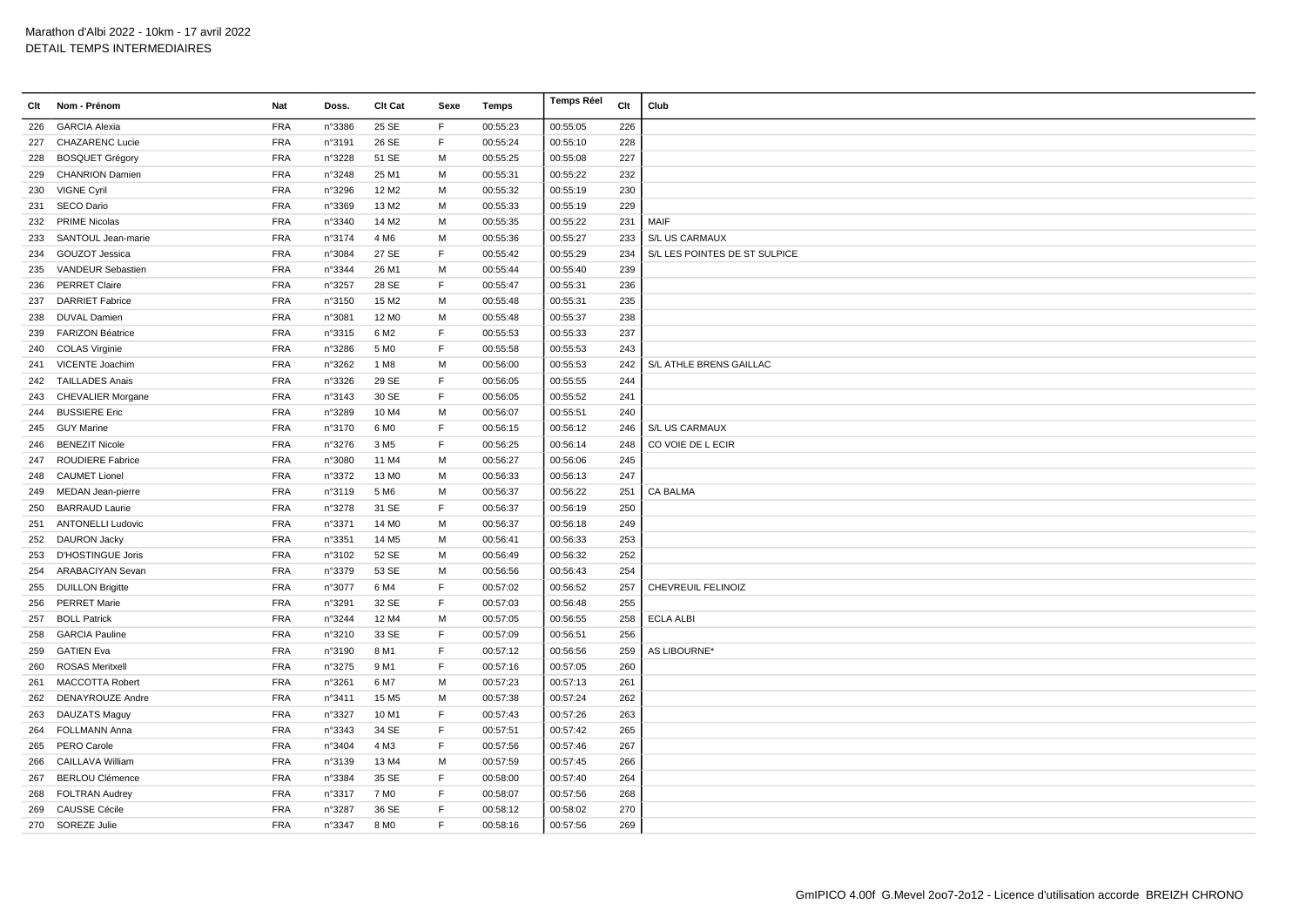Marathon d'Albi 2022 - 10km - 17 avril 2022
DETAIL TEMPS INTERMEDIAIRES

| Clt | Nom - Prénom | Nat | Doss. | Clt Cat | Sexe | Temps | Temps Réel | Clt | Club |
|---|---|---|---|---|---|---|---|---|---|
| 226 | GARCIA Alexia | FRA | n°3386 | 25 SE | F | 00:55:23 | 00:55:05 | 226 | |
| 227 | CHAZARENC Lucie | FRA | n°3191 | 26 SE | F | 00:55:24 | 00:55:10 | 228 | |
| 228 | BOSQUET Grégory | FRA | n°3228 | 51 SE | M | 00:55:25 | 00:55:08 | 227 | |
| 229 | CHANRION Damien | FRA | n°3248 | 25 M1 | M | 00:55:31 | 00:55:22 | 232 | |
| 230 | VIGNE Cyril | FRA | n°3296 | 12 M2 | M | 00:55:32 | 00:55:19 | 230 | |
| 231 | SECO Dario | FRA | n°3369 | 13 M2 | M | 00:55:33 | 00:55:19 | 229 | |
| 232 | PRIME Nicolas | FRA | n°3340 | 14 M2 | M | 00:55:35 | 00:55:22 | 231 | MAIF |
| 233 | SANTOUL Jean-marie | FRA | n°3174 | 4 M6 | M | 00:55:36 | 00:55:27 | 233 | S/L US CARMAUX |
| 234 | GOUZOT Jessica | FRA | n°3084 | 27 SE | F | 00:55:42 | 00:55:29 | 234 | S/L LES POINTES DE ST SULPICE |
| 235 | VANDEUR Sebastien | FRA | n°3344 | 26 M1 | M | 00:55:44 | 00:55:40 | 239 | |
| 236 | PERRET Claire | FRA | n°3257 | 28 SE | F | 00:55:47 | 00:55:31 | 236 | |
| 237 | DARRIET Fabrice | FRA | n°3150 | 15 M2 | M | 00:55:48 | 00:55:31 | 235 | |
| 238 | DUVAL Damien | FRA | n°3081 | 12 M0 | M | 00:55:48 | 00:55:37 | 238 | |
| 239 | FARIZON Béatrice | FRA | n°3315 | 6 M2 | F | 00:55:53 | 00:55:33 | 237 | |
| 240 | COLAS Virginie | FRA | n°3286 | 5 M0 | F | 00:55:58 | 00:55:53 | 243 | |
| 241 | VICENTE Joachim | FRA | n°3262 | 1 M8 | M | 00:56:00 | 00:55:53 | 242 | S/L ATHLE BRENS GAILLAC |
| 242 | TAILLADES Anais | FRA | n°3326 | 29 SE | F | 00:56:05 | 00:55:55 | 244 | |
| 243 | CHEVALIER Morgane | FRA | n°3143 | 30 SE | F | 00:56:05 | 00:55:52 | 241 | |
| 244 | BUSSIERE Eric | FRA | n°3289 | 10 M4 | M | 00:56:07 | 00:55:51 | 240 | |
| 245 | GUY Marine | FRA | n°3170 | 6 M0 | F | 00:56:15 | 00:56:12 | 246 | S/L US CARMAUX |
| 246 | BENEZIT Nicole | FRA | n°3276 | 3 M5 | F | 00:56:25 | 00:56:14 | 248 | CO VOIE DE L ECIR |
| 247 | ROUDIERE Fabrice | FRA | n°3080 | 11 M4 | M | 00:56:27 | 00:56:06 | 245 | |
| 248 | CAUMET Lionel | FRA | n°3372 | 13 M0 | M | 00:56:33 | 00:56:13 | 247 | |
| 249 | MEDAN Jean-pierre | FRA | n°3119 | 5 M6 | M | 00:56:37 | 00:56:22 | 251 | CA BALMA |
| 250 | BARRAUD Laurie | FRA | n°3278 | 31 SE | F | 00:56:37 | 00:56:19 | 250 | |
| 251 | ANTONELLI Ludovic | FRA | n°3371 | 14 M0 | M | 00:56:37 | 00:56:18 | 249 | |
| 252 | DAURON Jacky | FRA | n°3351 | 14 M5 | M | 00:56:41 | 00:56:33 | 253 | |
| 253 | D'HOSTINGUE Joris | FRA | n°3102 | 52 SE | M | 00:56:49 | 00:56:32 | 252 | |
| 254 | ARABACIYAN Sevan | FRA | n°3379 | 53 SE | M | 00:56:56 | 00:56:43 | 254 | |
| 255 | DUILLON Brigitte | FRA | n°3077 | 6 M4 | F | 00:57:02 | 00:56:52 | 257 | CHEVREUIL FELINOIZ |
| 256 | PERRET Marie | FRA | n°3291 | 32 SE | F | 00:57:03 | 00:56:48 | 255 | |
| 257 | BOLL Patrick | FRA | n°3244 | 12 M4 | M | 00:57:05 | 00:56:55 | 258 | ECLA ALBI |
| 258 | GARCIA Pauline | FRA | n°3210 | 33 SE | F | 00:57:09 | 00:56:51 | 256 | |
| 259 | GATIEN Eva | FRA | n°3190 | 8 M1 | F | 00:57:12 | 00:56:56 | 259 | AS LIBOURNE* |
| 260 | ROSAS Meritxell | FRA | n°3275 | 9 M1 | F | 00:57:16 | 00:57:05 | 260 | |
| 261 | MACCOTTA Robert | FRA | n°3261 | 6 M7 | M | 00:57:23 | 00:57:13 | 261 | |
| 262 | DENAYROUZE Andre | FRA | n°3411 | 15 M5 | M | 00:57:38 | 00:57:24 | 262 | |
| 263 | DAUZATS Maguy | FRA | n°3327 | 10 M1 | F | 00:57:43 | 00:57:26 | 263 | |
| 264 | FOLLMANN Anna | FRA | n°3343 | 34 SE | F | 00:57:51 | 00:57:42 | 265 | |
| 265 | PERO Carole | FRA | n°3404 | 4 M3 | F | 00:57:56 | 00:57:46 | 267 | |
| 266 | CAILLAVA William | FRA | n°3139 | 13 M4 | M | 00:57:59 | 00:57:45 | 266 | |
| 267 | BERLOU Clémence | FRA | n°3384 | 35 SE | F | 00:58:00 | 00:57:40 | 264 | |
| 268 | FOLTRAN Audrey | FRA | n°3317 | 7 M0 | F | 00:58:07 | 00:57:56 | 268 | |
| 269 | CAUSSE Cécile | FRA | n°3287 | 36 SE | F | 00:58:12 | 00:58:02 | 270 | |
| 270 | SOREZE Julie | FRA | n°3347 | 8 M0 | F | 00:58:16 | 00:57:56 | 269 | |

GmIPICO 4.00f G.Mevel 2oo7-2o12 - Licence d'utilisation accorde BREIZH CHRONO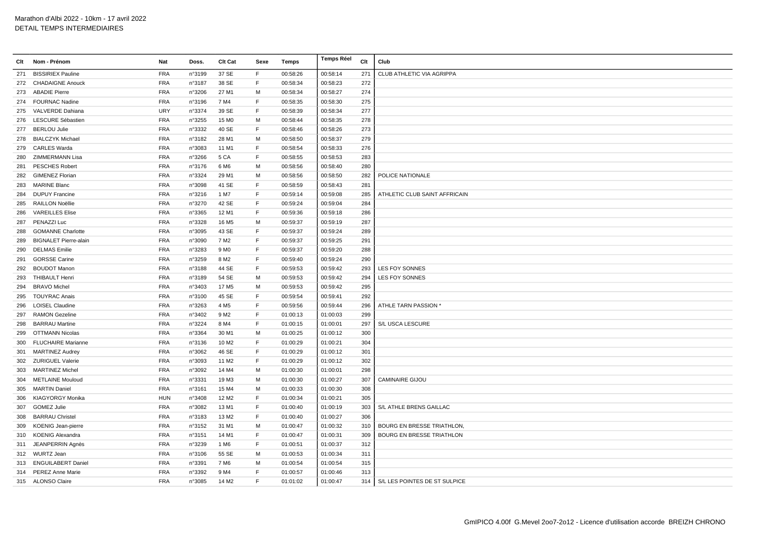Marathon d'Albi 2022 - 10km - 17 avril 2022
DETAIL TEMPS INTERMEDIAIRES

| Clt | Nom - Prénom | Nat | Doss. | Clt Cat | Sexe | Temps | Temps Réel | Clt | Club |
|---|---|---|---|---|---|---|---|---|---|
| 271 | BISSIRIEX Pauline | FRA | n°3199 | 37 SE | F | 00:58:26 | 00:58:14 | 271 | CLUB ATHLETIC VIA AGRIPPA |
| 272 | CHADAIGNE Anouck | FRA | n°3187 | 38 SE | F | 00:58:34 | 00:58:23 | 272 | |
| 273 | ABADIE Pierre | FRA | n°3206 | 27 M1 | M | 00:58:34 | 00:58:27 | 274 | |
| 274 | FOURNAC Nadine | FRA | n°3196 | 7 M4 | F | 00:58:35 | 00:58:30 | 275 | |
| 275 | VALVERDE Dahiana | URY | n°3374 | 39 SE | F | 00:58:39 | 00:58:34 | 277 | |
| 276 | LESCURE Sébastien | FRA | n°3255 | 15 M0 | M | 00:58:44 | 00:58:35 | 278 | |
| 277 | BERLOU Julie | FRA | n°3332 | 40 SE | F | 00:58:46 | 00:58:26 | 273 | |
| 278 | BIALCZYK Michael | FRA | n°3182 | 28 M1 | M | 00:58:50 | 00:58:37 | 279 | |
| 279 | CARLES Warda | FRA | n°3083 | 11 M1 | F | 00:58:54 | 00:58:33 | 276 | |
| 280 | ZIMMERMANN Lisa | FRA | n°3266 | 5 CA | F | 00:58:55 | 00:58:53 | 283 | |
| 281 | PESCHES Robert | FRA | n°3176 | 6 M6 | M | 00:58:56 | 00:58:40 | 280 | |
| 282 | GIMENEZ Florian | FRA | n°3324 | 29 M1 | M | 00:58:56 | 00:58:50 | 282 | POLICE NATIONALE |
| 283 | MARINE Blanc | FRA | n°3098 | 41 SE | F | 00:58:59 | 00:58:43 | 281 | |
| 284 | DUPUY Francine | FRA | n°3216 | 1 M7 | F | 00:59:14 | 00:59:08 | 285 | ATHLETIC CLUB SAINT AFFRICAIN |
| 285 | RAILLON Noëllie | FRA | n°3270 | 42 SE | F | 00:59:24 | 00:59:04 | 284 | |
| 286 | VAREILLES Elise | FRA | n°3365 | 12 M1 | F | 00:59:36 | 00:59:18 | 286 | |
| 287 | PENAZZI Luc | FRA | n°3328 | 16 M5 | M | 00:59:37 | 00:59:19 | 287 | |
| 288 | GOMANNE Charlotte | FRA | n°3095 | 43 SE | F | 00:59:37 | 00:59:24 | 289 | |
| 289 | BIGNALET Pierre-alain | FRA | n°3090 | 7 M2 | F | 00:59:37 | 00:59:25 | 291 | |
| 290 | DELMAS Emilie | FRA | n°3283 | 9 M0 | F | 00:59:37 | 00:59:20 | 288 | |
| 291 | GORSSE Carine | FRA | n°3259 | 8 M2 | F | 00:59:40 | 00:59:24 | 290 | |
| 292 | BOUDOT Manon | FRA | n°3188 | 44 SE | F | 00:59:53 | 00:59:42 | 293 | LES FOY SONNES |
| 293 | THIBAULT Henri | FRA | n°3189 | 54 SE | M | 00:59:53 | 00:59:42 | 294 | LES FOY SONNES |
| 294 | BRAVO Michel | FRA | n°3403 | 17 M5 | M | 00:59:53 | 00:59:42 | 295 | |
| 295 | TOUYRAC Anais | FRA | n°3100 | 45 SE | F | 00:59:54 | 00:59:41 | 292 | |
| 296 | LOISEL Claudine | FRA | n°3263 | 4 M5 | F | 00:59:56 | 00:59:44 | 296 | ATHLE TARN PASSION * |
| 297 | RAMON Gezeline | FRA | n°3402 | 9 M2 | F | 01:00:13 | 01:00:03 | 299 | |
| 298 | BARRAU Martine | FRA | n°3224 | 8 M4 | F | 01:00:15 | 01:00:01 | 297 | S/L USCA LESCURE |
| 299 | OTTMANN Nicolas | FRA | n°3364 | 30 M1 | M | 01:00:25 | 01:00:12 | 300 | |
| 300 | FLUCHAIRE Marianne | FRA | n°3136 | 10 M2 | F | 01:00:29 | 01:00:21 | 304 | |
| 301 | MARTINEZ Audrey | FRA | n°3062 | 46 SE | F | 01:00:29 | 01:00:12 | 301 | |
| 302 | ZURIGUEL Valerie | FRA | n°3093 | 11 M2 | F | 01:00:29 | 01:00:12 | 302 | |
| 303 | MARTINEZ Michel | FRA | n°3092 | 14 M4 | M | 01:00:30 | 01:00:01 | 298 | |
| 304 | METLAINE Mouloud | FRA | n°3331 | 19 M3 | M | 01:00:30 | 01:00:27 | 307 | CAMINAIRE GIJOU |
| 305 | MARTIN Daniel | FRA | n°3161 | 15 M4 | M | 01:00:33 | 01:00:30 | 308 | |
| 306 | KIAGYORGY Monika | HUN | n°3408 | 12 M2 | F | 01:00:34 | 01:00:21 | 305 | |
| 307 | GOMEZ Julie | FRA | n°3082 | 13 M1 | F | 01:00:40 | 01:00:19 | 303 | S/L ATHLE BRENS GAILLAC |
| 308 | BARRAU Christel | FRA | n°3183 | 13 M2 | F | 01:00:40 | 01:00:27 | 306 | |
| 309 | KOENIG Jean-pierre | FRA | n°3152 | 31 M1 | M | 01:00:47 | 01:00:32 | 310 | BOURG EN BRESSE TRIATHLON, |
| 310 | KOENIG Alexandra | FRA | n°3151 | 14 M1 | F | 01:00:47 | 01:00:31 | 309 | BOURG EN BRESSE TRIATHLON |
| 311 | JEANPERRIN Agnès | FRA | n°3239 | 1 M6 | F | 01:00:51 | 01:00:37 | 312 | |
| 312 | WURTZ Jean | FRA | n°3106 | 55 SE | M | 01:00:53 | 01:00:34 | 311 | |
| 313 | ENGUILABERT Daniel | FRA | n°3391 | 7 M6 | M | 01:00:54 | 01:00:54 | 315 | |
| 314 | PEREZ Anne Marie | FRA | n°3392 | 9 M4 | F | 01:00:57 | 01:00:46 | 313 | |
| 315 | ALONSO Claire | FRA | n°3085 | 14 M2 | F | 01:01:02 | 01:00:47 | 314 | S/L LES POINTES DE ST SULPICE |

GmIPICO 4.00f G.Mevel 2oo7-2o12 - Licence d'utilisation accorde BREIZH CHRONO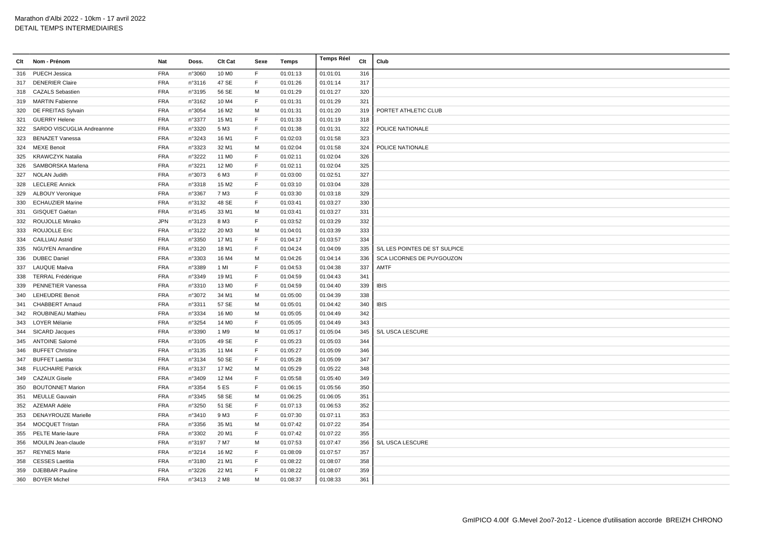Marathon d'Albi 2022 - 10km - 17 avril 2022
DETAIL TEMPS INTERMEDIAIRES

| Clt | Nom - Prénom | Nat | Doss. | Clt Cat | Sexe | Temps | Temps Réel | Clt | Club |
|---|---|---|---|---|---|---|---|---|---|
| 316 | PUECH Jessica | FRA | n°3060 | 10 M0 | F | 01:01:13 | 01:01:01 | 316 | |
| 317 | DENERIER Claire | FRA | n°3116 | 47 SE | F | 01:01:26 | 01:01:14 | 317 | |
| 318 | CAZALS Sebastien | FRA | n°3195 | 56 SE | M | 01:01:29 | 01:01:27 | 320 | |
| 319 | MARTIN Fabienne | FRA | n°3162 | 10 M4 | F | 01:01:31 | 01:01:29 | 321 | |
| 320 | DE FREITAS Sylvain | FRA | n°3054 | 16 M2 | M | 01:01:31 | 01:01:20 | 319 | PORTET ATHLETIC CLUB |
| 321 | GUERRY Helene | FRA | n°3377 | 15 M1 | F | 01:01:33 | 01:01:19 | 318 | |
| 322 | SARDO VISCUGLIA Andreannne | FRA | n°3320 | 5 M3 | F | 01:01:38 | 01:01:31 | 322 | POLICE NATIONALE |
| 323 | BENAZET Vanessa | FRA | n°3243 | 16 M1 | F | 01:02:03 | 01:01:58 | 323 | |
| 324 | MEXE Benoit | FRA | n°3323 | 32 M1 | M | 01:02:04 | 01:01:58 | 324 | POLICE NATIONALE |
| 325 | KRAWCZYK Natalia | FRA | n°3222 | 11 M0 | F | 01:02:11 | 01:02:04 | 326 | |
| 326 | SAMBORSKA Marlena | FRA | n°3221 | 12 M0 | F | 01:02:11 | 01:02:04 | 325 | |
| 327 | NOLAN Judith | FRA | n°3073 | 6 M3 | F | 01:03:00 | 01:02:51 | 327 | |
| 328 | LECLERE Annick | FRA | n°3318 | 15 M2 | F | 01:03:10 | 01:03:04 | 328 | |
| 329 | ALBOUY Veronique | FRA | n°3367 | 7 M3 | F | 01:03:30 | 01:03:18 | 329 | |
| 330 | ECHAUZIER Marine | FRA | n°3132 | 48 SE | F | 01:03:41 | 01:03:27 | 330 | |
| 331 | GISQUET Gaétan | FRA | n°3145 | 33 M1 | M | 01:03:41 | 01:03:27 | 331 | |
| 332 | ROUJOLLE Minako | JPN | n°3123 | 8 M3 | F | 01:03:52 | 01:03:29 | 332 | |
| 333 | ROUJOLLE Eric | FRA | n°3122 | 20 M3 | M | 01:04:01 | 01:03:39 | 333 | |
| 334 | CAILLIAU Astrid | FRA | n°3350 | 17 M1 | F | 01:04:17 | 01:03:57 | 334 | |
| 335 | NGUYEN Amandine | FRA | n°3120 | 18 M1 | F | 01:04:24 | 01:04:09 | 335 | S/L LES POINTES DE ST SULPICE |
| 336 | DUBEC Daniel | FRA | n°3303 | 16 M4 | M | 01:04:26 | 01:04:14 | 336 | SCA LICORNES DE PUYGOUZON |
| 337 | LAUQUE Maéva | FRA | n°3389 | 1 MI | F | 01:04:53 | 01:04:38 | 337 | AMTF |
| 338 | TERRAL Frédérique | FRA | n°3349 | 19 M1 | F | 01:04:59 | 01:04:43 | 341 | |
| 339 | PENNETIER Vanessa | FRA | n°3310 | 13 M0 | F | 01:04:59 | 01:04:40 | 339 | IBIS |
| 340 | LEHEUDRE Benoit | FRA | n°3072 | 34 M1 | M | 01:05:00 | 01:04:39 | 338 | |
| 341 | CHABBERT Arnaud | FRA | n°3311 | 57 SE | M | 01:05:01 | 01:04:42 | 340 | IBIS |
| 342 | ROUBINEAU Mathieu | FRA | n°3334 | 16 M0 | M | 01:05:05 | 01:04:49 | 342 | |
| 343 | LOYER Mélanie | FRA | n°3254 | 14 M0 | F | 01:05:05 | 01:04:49 | 343 | |
| 344 | SICARD Jacques | FRA | n°3390 | 1 M9 | M | 01:05:17 | 01:05:04 | 345 | S/L USCA LESCURE |
| 345 | ANTOINE Salomé | FRA | n°3105 | 49 SE | F | 01:05:23 | 01:05:03 | 344 | |
| 346 | BUFFET Christine | FRA | n°3135 | 11 M4 | F | 01:05:27 | 01:05:09 | 346 | |
| 347 | BUFFET Laetitia | FRA | n°3134 | 50 SE | F | 01:05:28 | 01:05:09 | 347 | |
| 348 | FLUCHAIRE Patrick | FRA | n°3137 | 17 M2 | M | 01:05:29 | 01:05:22 | 348 | |
| 349 | CAZAUX Gisele | FRA | n°3409 | 12 M4 | F | 01:05:58 | 01:05:40 | 349 | |
| 350 | BOUTONNET Marion | FRA | n°3354 | 5 ES | F | 01:06:15 | 01:05:56 | 350 | |
| 351 | MEULLE Gauvain | FRA | n°3345 | 58 SE | M | 01:06:25 | 01:06:05 | 351 | |
| 352 | AZEMAR Adèle | FRA | n°3250 | 51 SE | F | 01:07:13 | 01:06:53 | 352 | |
| 353 | DENAYROUZE Marielle | FRA | n°3410 | 9 M3 | F | 01:07:30 | 01:07:11 | 353 | |
| 354 | MOCQUET Tristan | FRA | n°3356 | 35 M1 | M | 01:07:42 | 01:07:22 | 354 | |
| 355 | PELTE Marie-laure | FRA | n°3302 | 20 M1 | F | 01:07:42 | 01:07:22 | 355 | |
| 356 | MOULIN Jean-claude | FRA | n°3197 | 7 M7 | M | 01:07:53 | 01:07:47 | 356 | S/L USCA LESCURE |
| 357 | REYNES Marie | FRA | n°3214 | 16 M2 | F | 01:08:09 | 01:07:57 | 357 | |
| 358 | CESSES Laetitia | FRA | n°3180 | 21 M1 | F | 01:08:22 | 01:08:07 | 358 | |
| 359 | DJEBBAR Pauline | FRA | n°3226 | 22 M1 | F | 01:08:22 | 01:08:07 | 359 | |
| 360 | BOYER Michel | FRA | n°3413 | 2 M8 | M | 01:08:37 | 01:08:33 | 361 | |

GmIPICO 4.00f G.Mevel 2oo7-2o12 - Licence d'utilisation accorde BREIZH CHRONO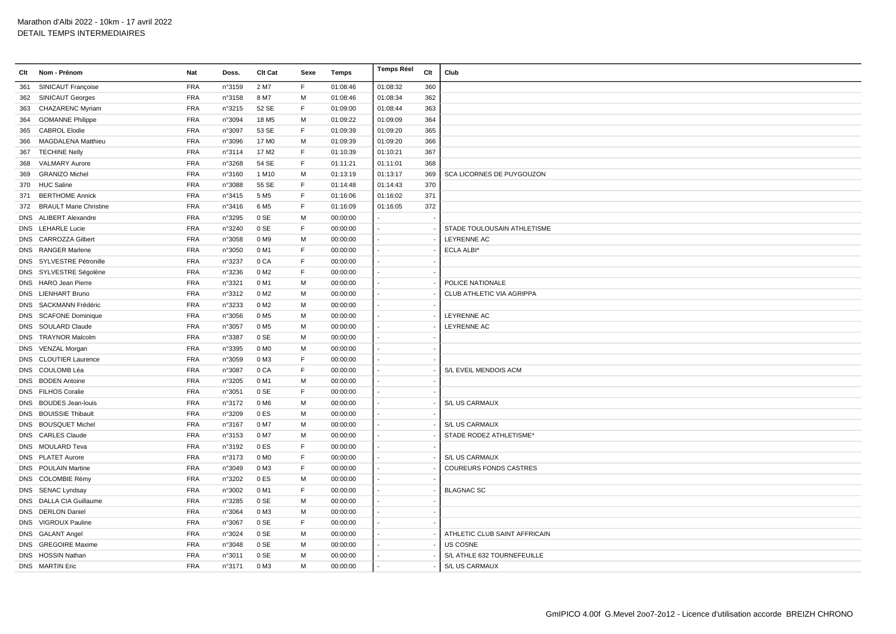Marathon d'Albi 2022 - 10km - 17 avril 2022
DETAIL TEMPS INTERMEDIAIRES

| Clt | Nom - Prénom | Nat | Doss. | Clt Cat | Sexe | Temps | Temps Réel | Clt | Club |
|---|---|---|---|---|---|---|---|---|---|
| 361 | SINICAUT Françoise | FRA | n°3159 | 2 M7 | F | 01:08:46 | 01:08:32 | 360 | |
| 362 | SINICAUT Georges | FRA | n°3158 | 8 M7 | M | 01:08:46 | 01:08:34 | 362 | |
| 363 | CHAZARENC Myriam | FRA | n°3215 | 52 SE | F | 01:09:00 | 01:08:44 | 363 | |
| 364 | GOMANNE Philippe | FRA | n°3094 | 18 M5 | M | 01:09:22 | 01:09:09 | 364 | |
| 365 | CABROL Elodie | FRA | n°3097 | 53 SE | F | 01:09:39 | 01:09:20 | 365 | |
| 366 | MAGDALENA Matthieu | FRA | n°3096 | 17 M0 | M | 01:09:39 | 01:09:20 | 366 | |
| 367 | TECHINE Nelly | FRA | n°3114 | 17 M2 | F | 01:10:39 | 01:10:21 | 367 | |
| 368 | VALMARY Aurore | FRA | n°3268 | 54 SE | F | 01:11:21 | 01:11:01 | 368 | |
| 369 | GRANIZO Michel | FRA | n°3160 | 1 M10 | M | 01:13:19 | 01:13:17 | 369 | SCA LICORNES DE PUYGOUZON |
| 370 | HUC Saline | FRA | n°3088 | 55 SE | F | 01:14:48 | 01:14:43 | 370 | |
| 371 | BERTHOME Annick | FRA | n°3415 | 5 M5 | F | 01:16:06 | 01:16:02 | 371 | |
| 372 | BRAULT Marie Christine | FRA | n°3416 | 6 M5 | F | 01:16:09 | 01:16:05 | 372 | |
| DNS | ALIBERT Alexandre | FRA | n°3295 | 0 SE | M | 00:00:00 | - | - | |
| DNS | LEHARLE Lucie | FRA | n°3240 | 0 SE | F | 00:00:00 | - | - | STADE TOULOUSAIN ATHLETISME |
| DNS | CARROZZA Gilbert | FRA | n°3058 | 0 M9 | M | 00:00:00 | - | - | LEYRENNE AC |
| DNS | RANGER Marlene | FRA | n°3050 | 0 M1 | F | 00:00:00 | - | - | ECLA ALBI* |
| DNS | SYLVESTRE Pétronille | FRA | n°3237 | 0 CA | F | 00:00:00 | - | - | |
| DNS | SYLVESTRE Ségolène | FRA | n°3236 | 0 M2 | F | 00:00:00 | - | - | |
| DNS | HARO Jean Pierre | FRA | n°3321 | 0 M1 | M | 00:00:00 | - | - | POLICE NATIONALE |
| DNS | LIENHART Bruno | FRA | n°3312 | 0 M2 | M | 00:00:00 | - | - | CLUB ATHLETIC VIA AGRIPPA |
| DNS | SACKMANN Frédéric | FRA | n°3233 | 0 M2 | M | 00:00:00 | - | - | |
| DNS | SCAFONE Dominique | FRA | n°3056 | 0 M5 | M | 00:00:00 | - | - | LEYRENNE AC |
| DNS | SOULARD Claude | FRA | n°3057 | 0 M5 | M | 00:00:00 | - | - | LEYRENNE AC |
| DNS | TRAYNOR Malcolm | FRA | n°3387 | 0 SE | M | 00:00:00 | - | - | |
| DNS | VENZAL Morgan | FRA | n°3395 | 0 M0 | M | 00:00:00 | - | - | |
| DNS | CLOUTIER Laurence | FRA | n°3059 | 0 M3 | F | 00:00:00 | - | - | |
| DNS | COULOMB Léa | FRA | n°3087 | 0 CA | F | 00:00:00 | - | - | S/L EVEIL MENDOIS ACM |
| DNS | BODEN Antoine | FRA | n°3205 | 0 M1 | M | 00:00:00 | - | - | |
| DNS | FILHOS Coralie | FRA | n°3051 | 0 SE | F | 00:00:00 | - | - | |
| DNS | BOUDES Jean-louis | FRA | n°3172 | 0 M6 | M | 00:00:00 | - | - | S/L US CARMAUX |
| DNS | BOUISSIE Thibault | FRA | n°3209 | 0 ES | M | 00:00:00 | - | - | |
| DNS | BOUSQUET Michel | FRA | n°3167 | 0 M7 | M | 00:00:00 | - | - | S/L US CARMAUX |
| DNS | CARLES Claude | FRA | n°3153 | 0 M7 | M | 00:00:00 | - | - | STADE RODEZ ATHLETISME* |
| DNS | MOULARD Teva | FRA | n°3192 | 0 ES | F | 00:00:00 | - | - | |
| DNS | PLATET Aurore | FRA | n°3173 | 0 M0 | F | 00:00:00 | - | - | S/L US CARMAUX |
| DNS | POULAIN Martine | FRA | n°3049 | 0 M3 | F | 00:00:00 | - | - | COUREURS FONDS CASTRES |
| DNS | COLOMBIE Rémy | FRA | n°3202 | 0 ES | M | 00:00:00 | - | - | |
| DNS | SENAC Lyndsay | FRA | n°3002 | 0 M1 | F | 00:00:00 | - | - | BLAGNAC SC |
| DNS | DALLA CIA Guillaume | FRA | n°3285 | 0 SE | M | 00:00:00 | - | - | |
| DNS | DERLON Daniel | FRA | n°3064 | 0 M3 | M | 00:00:00 | - | - | |
| DNS | VIGROUX Pauline | FRA | n°3067 | 0 SE | F | 00:00:00 | - | - | |
| DNS | GALANT Angel | FRA | n°3024 | 0 SE | M | 00:00:00 | - | - | ATHLETIC CLUB SAINT AFFRICAIN |
| DNS | GREGOIRE Maxime | FRA | n°3048 | 0 SE | M | 00:00:00 | - | - | US COSNE |
| DNS | HOSSIN Nathan | FRA | n°3011 | 0 SE | M | 00:00:00 | - | - | S/L ATHLE 632 TOURNEFEUILLE |
| DNS | MARTIN Eric | FRA | n°3171 | 0 M3 | M | 00:00:00 | - | - | S/L US CARMAUX |

GmIPICO 4.00f G.Mevel 2oo7-2o12 - Licence d'utilisation accorde BREIZH CHRONO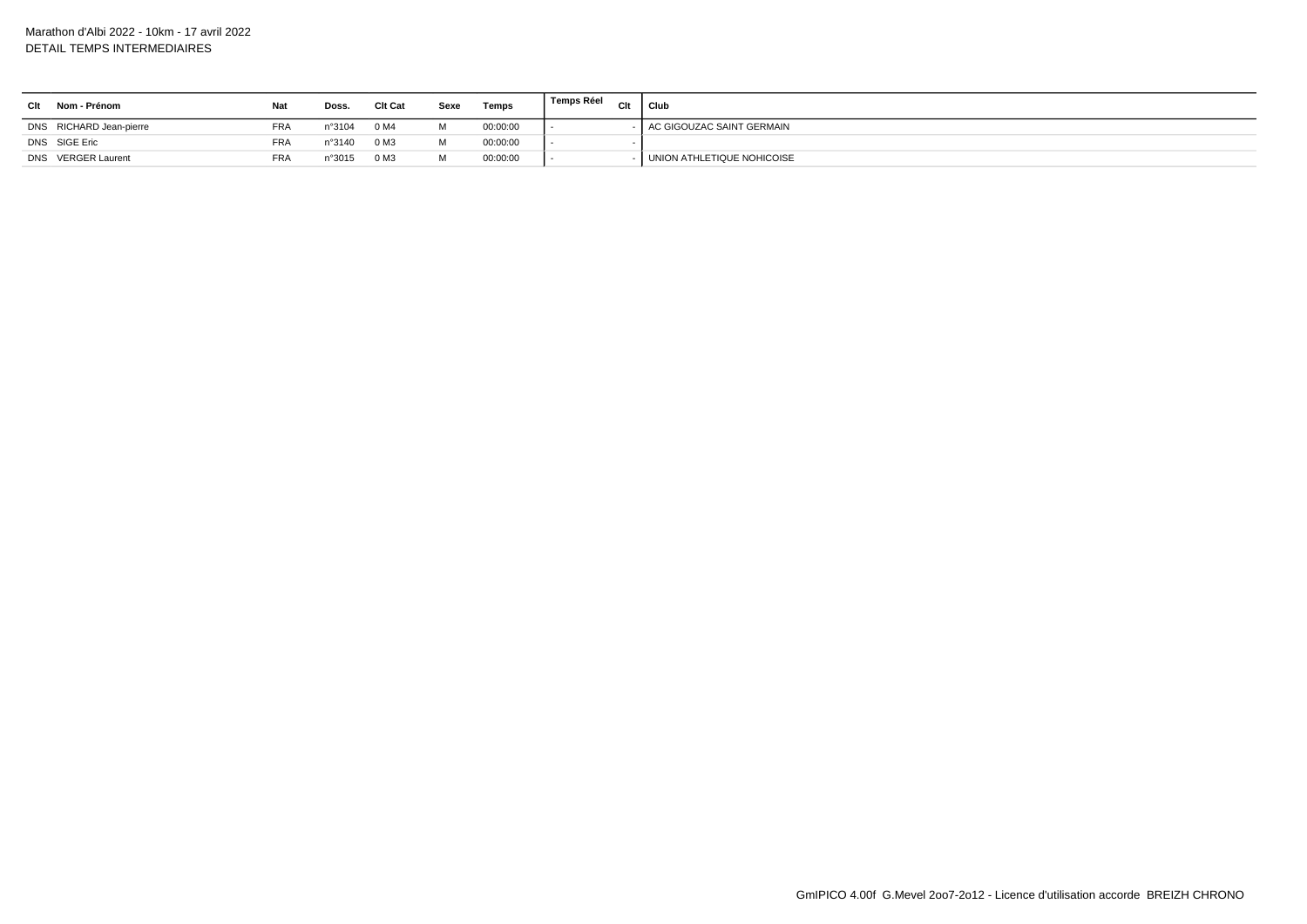Marathon d'Albi 2022 - 10km - 17 avril 2022
DETAIL TEMPS INTERMEDIAIRES

| Clt | Nom - Prénom | Nat | Doss. | Clt Cat | Sexe | Temps | Temps Réel | Clt | Club |
|---|---|---|---|---|---|---|---|---|---|
| DNS | RICHARD Jean-pierre | FRA | n°3104 | 0 M4 | M | 00:00:00 | - | - | AC GIGOUZAC SAINT GERMAIN |
| DNS | SIGE Eric | FRA | n°3140 | 0 M3 | M | 00:00:00 | - | - | |
| DNS | VERGER Laurent | FRA | n°3015 | 0 M3 | M | 00:00:00 | - | - | UNION ATHLETIQUE NOHICOISE |

GmIPICO 4.00f G.Mevel 2oo7-2o12 - Licence d'utilisation accorde BREIZH CHRONO